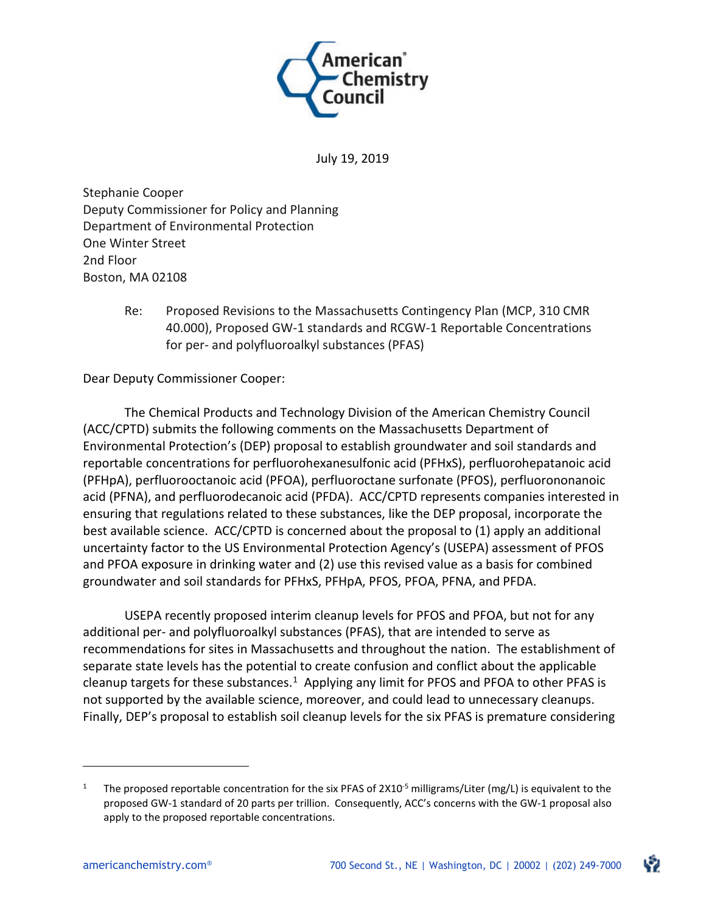American Chemistry Council

July 19, 2019

Stephanie Cooper
Deputy Commissioner for Policy and Planning
Department of Environmental Protection
One Winter Street
2nd Floor
Boston, MA 02108

Re: Proposed Revisions to the Massachusetts Contingency Plan (MCP, 310 CMR 40.000), Proposed GW-1 standards and RCGW-1 Reportable Concentrations for per- and polyfluoroalkyl substances (PFAS)

Dear Deputy Commissioner Cooper:

The Chemical Products and Technology Division of the American Chemistry Council (ACC/CPTD) submits the following comments on the Massachusetts Department of Environmental Protection's (DEP) proposal to establish groundwater and soil standards and reportable concentrations for perfluorohexanesulfonic acid (PFHxS), perfluorohepatanoic acid (PFHpA), perfluorooctanoic acid (PFOA), perfluoroctane surfonate (PFOS), perfluorononanoic acid (PFNA), and perfluorodecanoic acid (PFDA). ACC/CPTD represents companies interested in ensuring that regulations related to these substances, like the DEP proposal, incorporate the best available science. ACC/CPTD is concerned about the proposal to (1) apply an additional uncertainty factor to the US Environmental Protection Agency's (USEPA) assessment of PFOS and PFOA exposure in drinking water and (2) use this revised value as a basis for combined groundwater and soil standards for PFHxS, PFHpA, PFOS, PFOA, PFNA, and PFDA.

USEPA recently proposed interim cleanup levels for PFOS and PFOA, but not for any additional per- and polyfluoroalkyl substances (PFAS), that are intended to serve as recommendations for sites in Massachusetts and throughout the nation. The establishment of separate state levels has the potential to create confusion and conflict about the applicable cleanup targets for these substances.[1] Applying any limit for PFOS and PFOA to other PFAS is not supported by the available science, moreover, and could lead to unnecessary cleanups. Finally, DEP's proposal to establish soil cleanup levels for the six PFAS is premature considering

[1] The proposed reportable concentration for the six PFAS of $2X10^{-5}$ milligrams/Liter (mg/L) is equivalent to the proposed GW-1 standard of 20 parts per trillion. Consequently, ACC's concerns with the GW-1 proposal also apply to the proposed reportable concentrations.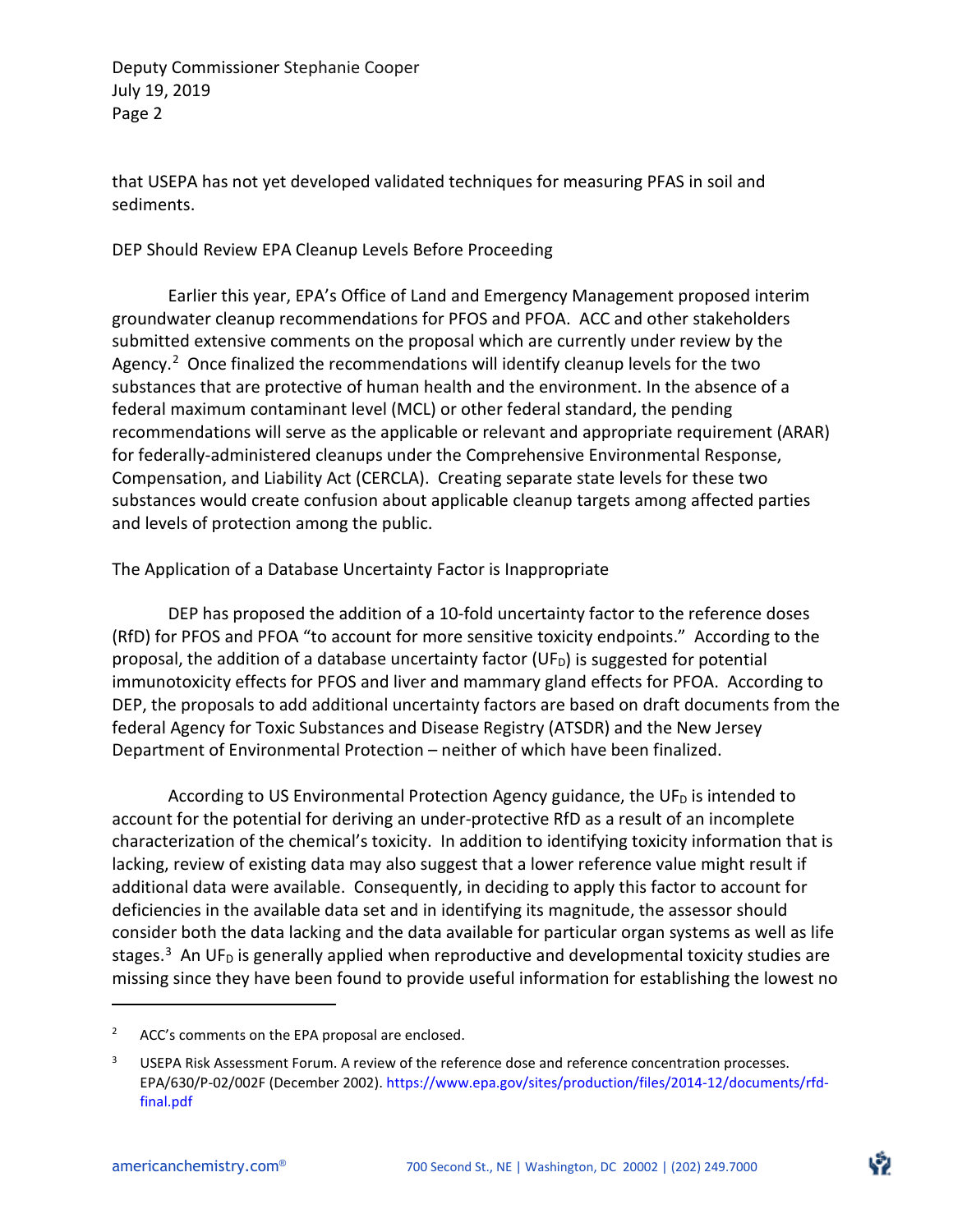that USEPA has not yet developed validated techniques for measuring PFAS in soil and sediments.

## DEP Should Review EPA Cleanup Levels Before Proceeding

Earlier this year, EPA's Office of Land and Emergency Management proposed interim groundwater cleanup recommendations for PFOS and PFOA. ACC and other stakeholders submitted extensive comments on the proposal which are currently under review by the Agency.[2] Once finalized the recommendations will identify cleanup levels for the two substances that are protective of human health and the environment. In the absence of a federal maximum contaminant level (MCL) or other federal standard, the pending recommendations will serve as the applicable or relevant and appropriate requirement (ARAR) for federally-administered cleanups under the Comprehensive Environmental Response, Compensation, and Liability Act (CERCLA). Creating separate state levels for these two substances would create confusion about applicable cleanup targets among affected parties and levels of protection among the public.

## The Application of a Database Uncertainty Factor is Inappropriate

DEP has proposed the addition of a 10-fold uncertainty factor to the reference doses (RfD) for PFOS and PFOA "to account for more sensitive toxicity endpoints." According to the proposal, the addition of a database uncertainty factor ($UF_D$) is suggested for potential immunotoxicity effects for PFOS and liver and mammary gland effects for PFOA. According to DEP, the proposals to add additional uncertainty factors are based on draft documents from the federal Agency for Toxic Substances and Disease Registry (ATSDR) and the New Jersey Department of Environmental Protection – neither of which have been finalized.

According to US Environmental Protection Agency guidance, the $UF_D$ is intended to account for the potential for deriving an under-protective RfD as a result of an incomplete characterization of the chemical's toxicity. In addition to identifying toxicity information that is lacking, review of existing data may also suggest that a lower reference value might result if additional data were available. Consequently, in deciding to apply this factor to account for deficiencies in the available data set and in identifying its magnitude, the assessor should consider both the data lacking and the data available for particular organ systems as well as life stages.[3] An $UF_D$ is generally applied when reproductive and developmental toxicity studies are missing since they have been found to provide useful information for establishing the lowest no

---

[2] ACC's comments on the EPA proposal are enclosed.

[3] USEPA Risk Assessment Forum. A review of the reference dose and reference concentration processes. EPA/630/P-02/002F (December 2002). https://www.epa.gov/sites/production/files/2014-12/documents/rfd-final.pdf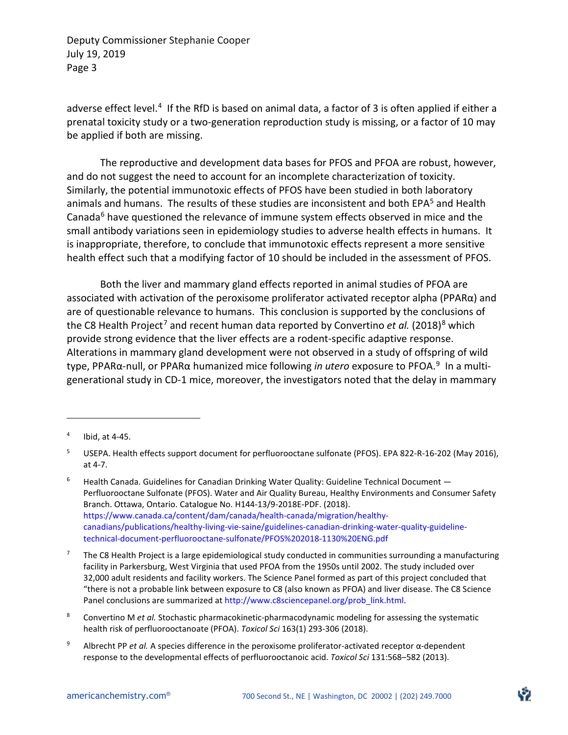adverse effect level.[4] If the RfD is based on animal data, a factor of 3 is often applied if either a prenatal toxicity study or a two-generation reproduction study is missing, or a factor of 10 may be applied if both are missing.

The reproductive and development data bases for PFOS and PFOA are robust, however, and do not suggest the need to account for an incomplete characterization of toxicity. Similarly, the potential immunotoxic effects of PFOS have been studied in both laboratory animals and humans. The results of these studies are inconsistent and both EPA[5] and Health Canada[6] have questioned the relevance of immune system effects observed in mice and the small antibody variations seen in epidemiology studies to adverse health effects in humans. It is inappropriate, therefore, to conclude that immunotoxic effects represent a more sensitive health effect such that a modifying factor of 10 should be included in the assessment of PFOS.

Both the liver and mammary gland effects reported in animal studies of PFOA are associated with activation of the peroxisome proliferator activated receptor alpha (PPARα) and are of questionable relevance to humans. This conclusion is supported by the conclusions of the C8 Health Project[7] and recent human data reported by Convertino *et al.* (2018)[8] which provide strong evidence that the liver effects are a rodent-specific adaptive response. Alterations in mammary gland development were not observed in a study of offspring of wild type, PPARα-null, or PPARα humanized mice following *in utero* exposure to PFOA.[9] In a multi-generational study in CD-1 mice, moreover, the investigators noted that the delay in mammary

---

[4] Ibid, at 4-45.

[5] USEPA. Health effects support document for perfluorooctane sulfonate (PFOS). EPA 822-R-16-202 (May 2016), at 4-7.

[6] Health Canada. Guidelines for Canadian Drinking Water Quality: Guideline Technical Document — Perfluorooctane Sulfonate (PFOS). Water and Air Quality Bureau, Healthy Environments and Consumer Safety Branch. Ottawa, Ontario. Catalogue No. H144-13/9-2018E-PDF. (2018). https://www.canada.ca/content/dam/canada/health-canada/migration/healthy-canadians/publications/healthy-living-vie-saine/guidelines-canadian-drinking-water-quality-guideline-technical-document-perfluorooctane-sulfonate/PFOS%202018-1130%20ENG.pdf

[7] The C8 Health Project is a large epidemiological study conducted in communities surrounding a manufacturing facility in Parkersburg, West Virginia that used PFOA from the 1950s until 2002. The study included over 32,000 adult residents and facility workers. The Science Panel formed as part of this project concluded that "there is not a probable link between exposure to C8 (also known as PFOA) and liver disease. The C8 Science Panel conclusions are summarized at http://www.c8sciencepanel.org/prob_link.html.

[8] Convertino M *et al.* Stochastic pharmacokinetic-pharmacodynamic modeling for assessing the systematic health risk of perfluorooctanoate (PFOA). *Toxicol Sci* 163(1) 293-306 (2018).

[9] Albrecht PP *et al.* A species difference in the peroxisome proliferator-activated receptor α-dependent response to the developmental effects of perfluorooctanoic acid. *Toxicol Sci* 131:568–582 (2013).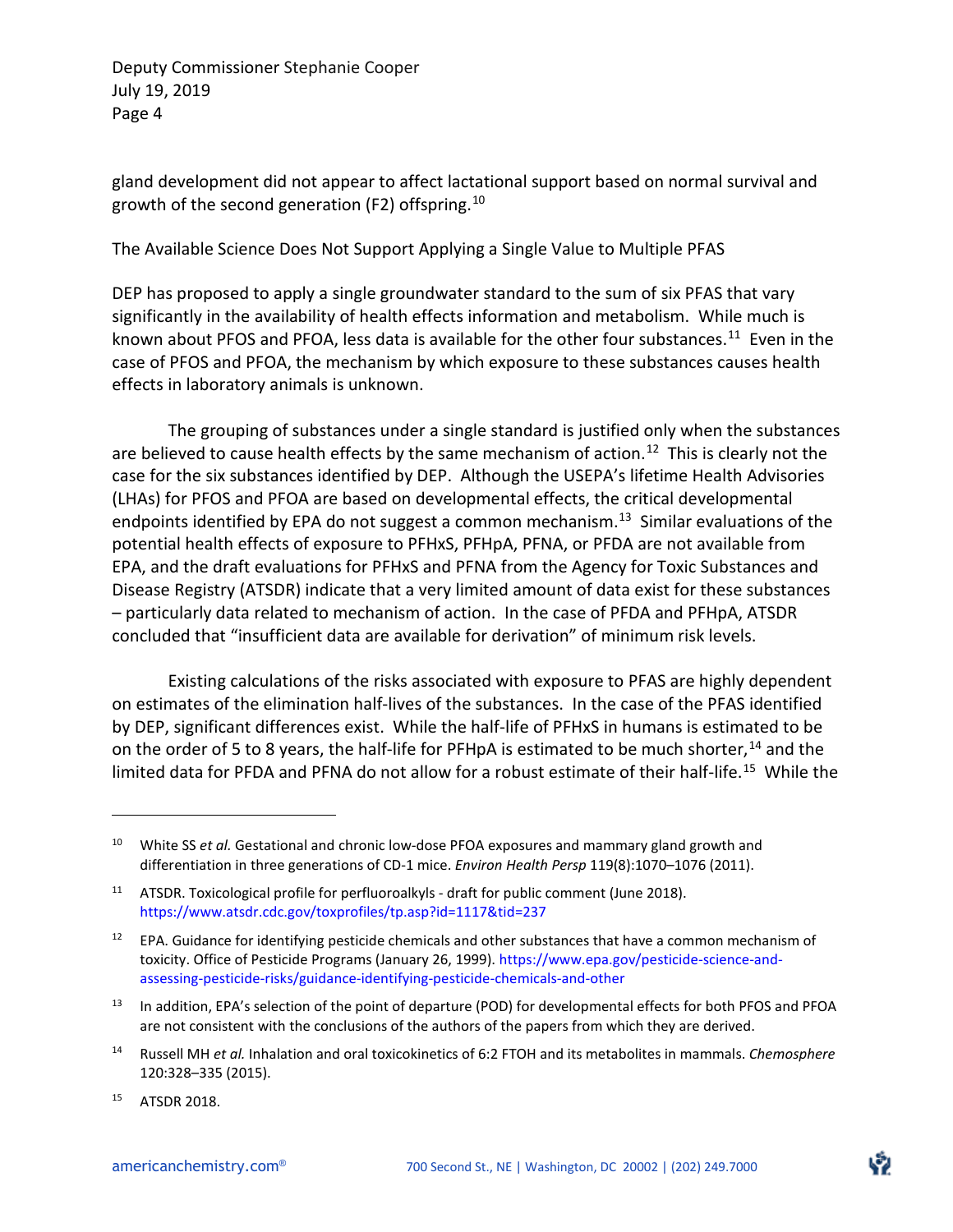gland development did not appear to affect lactational support based on normal survival and growth of the second generation (F2) offspring.[10]

## The Available Science Does Not Support Applying a Single Value to Multiple PFAS

DEP has proposed to apply a single groundwater standard to the sum of six PFAS that vary significantly in the availability of health effects information and metabolism. While much is known about PFOS and PFOA, less data is available for the other four substances.[11] Even in the case of PFOS and PFOA, the mechanism by which exposure to these substances causes health effects in laboratory animals is unknown.

The grouping of substances under a single standard is justified only when the substances are believed to cause health effects by the same mechanism of action.[12] This is clearly not the case for the six substances identified by DEP. Although the USEPA's lifetime Health Advisories (LHAs) for PFOS and PFOA are based on developmental effects, the critical developmental endpoints identified by EPA do not suggest a common mechanism.[13] Similar evaluations of the potential health effects of exposure to PFHxS, PFHpA, PFNA, or PFDA are not available from EPA, and the draft evaluations for PFHxS and PFNA from the Agency for Toxic Substances and Disease Registry (ATSDR) indicate that a very limited amount of data exist for these substances – particularly data related to mechanism of action. In the case of PFDA and PFHpA, ATSDR concluded that "insufficient data are available for derivation" of minimum risk levels.

Existing calculations of the risks associated with exposure to PFAS are highly dependent on estimates of the elimination half-lives of the substances. In the case of the PFAS identified by DEP, significant differences exist. While the half-life of PFHxS in humans is estimated to be on the order of 5 to 8 years, the half-life for PFHpA is estimated to be much shorter,[14] and the limited data for PFDA and PFNA do not allow for a robust estimate of their half-life.[15] While the

---

[10] White SS *et al.* Gestational and chronic low-dose PFOA exposures and mammary gland growth and differentiation in three generations of CD-1 mice. *Environ Health Persp* 119(8):1070–1076 (2011).

[11] ATSDR. Toxicological profile for perfluoroalkyls - draft for public comment (June 2018). https://www.atsdr.cdc.gov/toxprofiles/tp.asp?id=1117&tid=237

[12] EPA. Guidance for identifying pesticide chemicals and other substances that have a common mechanism of toxicity. Office of Pesticide Programs (January 26, 1999). https://www.epa.gov/pesticide-science-and-assessing-pesticide-risks/guidance-identifying-pesticide-chemicals-and-other

[13] In addition, EPA's selection of the point of departure (POD) for developmental effects for both PFOS and PFOA are not consistent with the conclusions of the authors of the papers from which they are derived.

[14] Russell MH *et al.* Inhalation and oral toxicokinetics of 6:2 FTOH and its metabolites in mammals. *Chemosphere* 120:328–335 (2015).

[15] ATSDR 2018.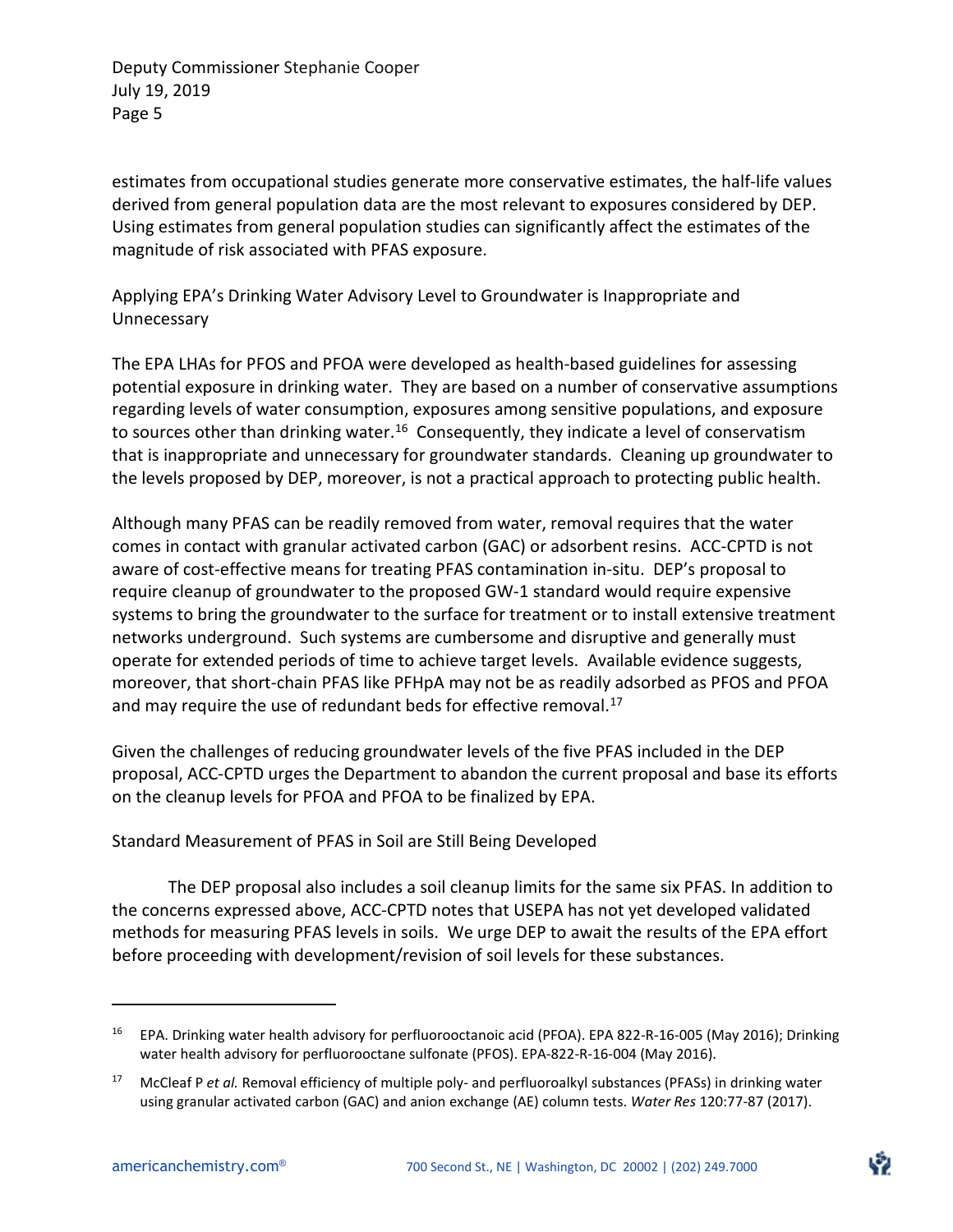estimates from occupational studies generate more conservative estimates, the half-life values derived from general population data are the most relevant to exposures considered by DEP. Using estimates from general population studies can significantly affect the estimates of the magnitude of risk associated with PFAS exposure.

Applying EPA's Drinking Water Advisory Level to Groundwater is Inappropriate and Unnecessary

The EPA LHAs for PFOS and PFOA were developed as health-based guidelines for assessing potential exposure in drinking water. They are based on a number of conservative assumptions regarding levels of water consumption, exposures among sensitive populations, and exposure to sources other than drinking water.[16] Consequently, they indicate a level of conservatism that is inappropriate and unnecessary for groundwater standards. Cleaning up groundwater to the levels proposed by DEP, moreover, is not a practical approach to protecting public health.

Although many PFAS can be readily removed from water, removal requires that the water comes in contact with granular activated carbon (GAC) or adsorbent resins. ACC-CPTD is not aware of cost-effective means for treating PFAS contamination in-situ. DEP's proposal to require cleanup of groundwater to the proposed GW-1 standard would require expensive systems to bring the groundwater to the surface for treatment or to install extensive treatment networks underground. Such systems are cumbersome and disruptive and generally must operate for extended periods of time to achieve target levels. Available evidence suggests, moreover, that short-chain PFAS like PFHpA may not be as readily adsorbed as PFOS and PFOA and may require the use of redundant beds for effective removal.[17]

Given the challenges of reducing groundwater levels of the five PFAS included in the DEP proposal, ACC-CPTD urges the Department to abandon the current proposal and base its efforts on the cleanup levels for PFOA and PFOA to be finalized by EPA.

Standard Measurement of PFAS in Soil are Still Being Developed

The DEP proposal also includes a soil cleanup limits for the same six PFAS. In addition to the concerns expressed above, ACC-CPTD notes that USEPA has not yet developed validated methods for measuring PFAS levels in soils. We urge DEP to await the results of the EPA effort before proceeding with development/revision of soil levels for these substances.

---

[16] EPA. Drinking water health advisory for perfluorooctanoic acid (PFOA). EPA 822-R-16-005 (May 2016); Drinking water health advisory for perfluorooctane sulfonate (PFOS). EPA-822-R-16-004 (May 2016).

[17] McCleaf P *et al.* Removal efficiency of multiple poly- and perfluoroalkyl substances (PFASs) in drinking water using granular activated carbon (GAC) and anion exchange (AE) column tests. *Water Res* 120:77-87 (2017).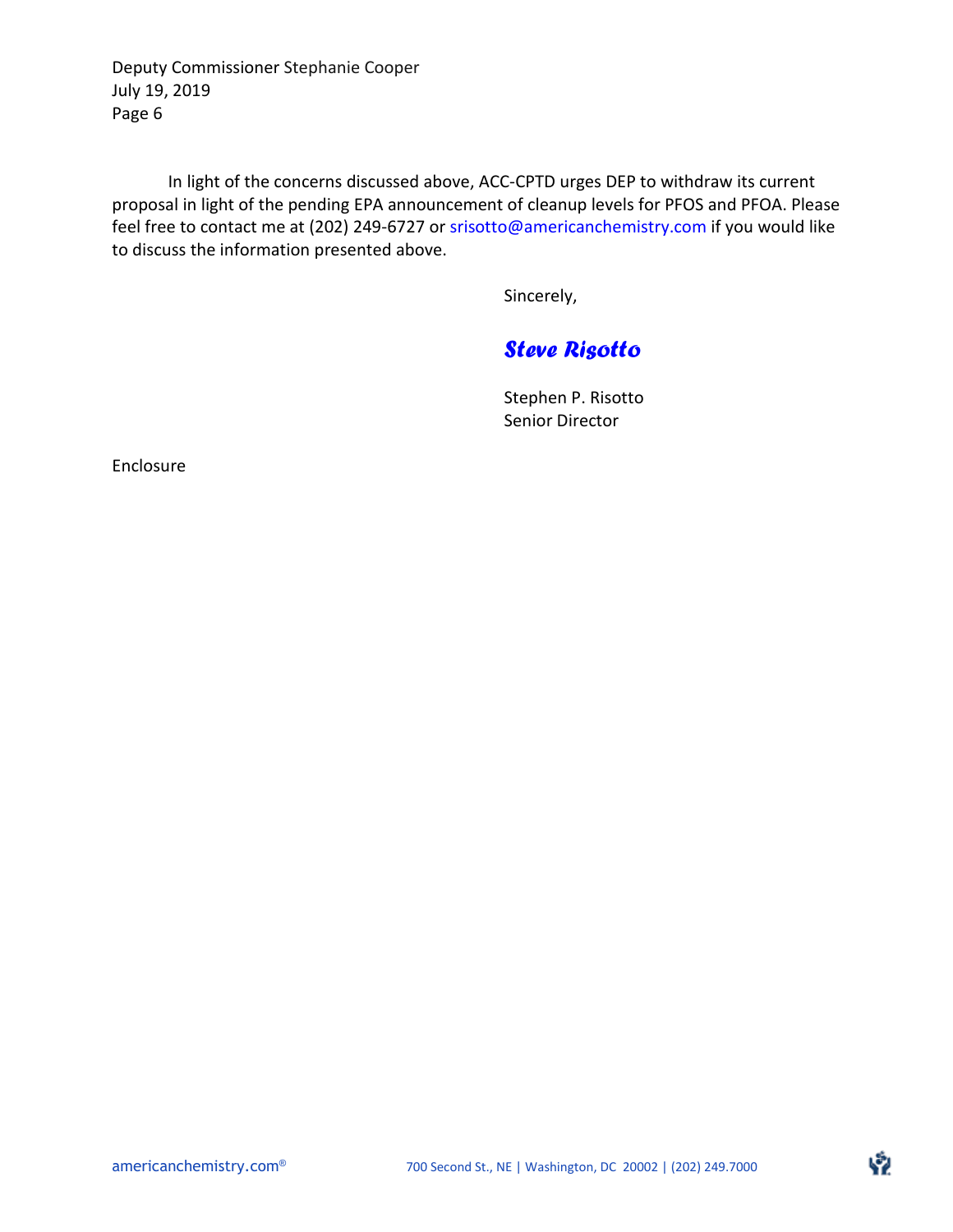In light of the concerns discussed above, ACC-CPTD urges DEP to withdraw its current proposal in light of the pending EPA announcement of cleanup levels for PFOS and PFOA. Please feel free to contact me at (202) 249-6727 or srisotto@americanchemistry.com if you would like to discuss the information presented above.

Sincerely,

*Steve Risotto*

Stephen P. Risotto
Senior Director

Enclosure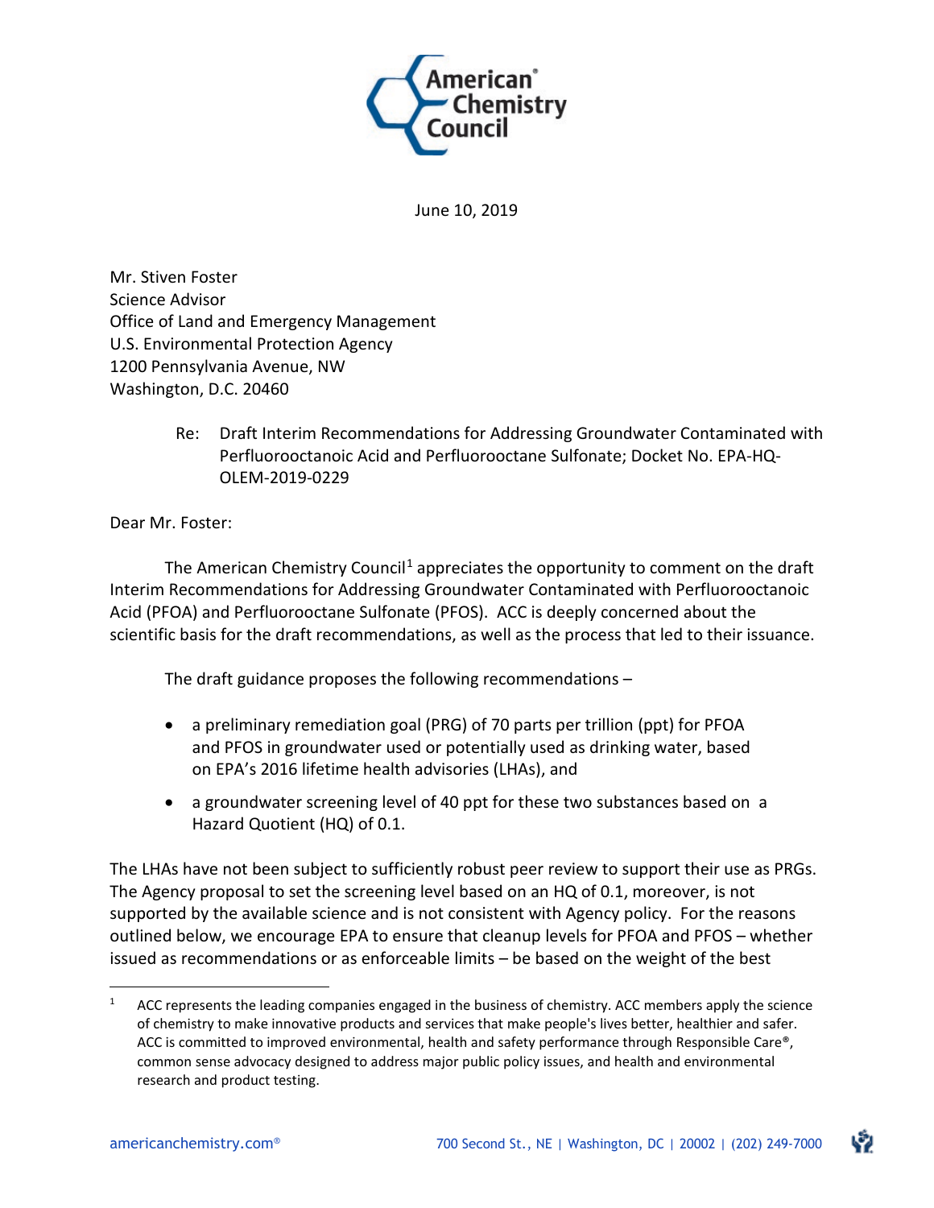June 10, 2019

Mr. Stiven Foster
Science Advisor
Office of Land and Emergency Management
U.S. Environmental Protection Agency
1200 Pennsylvania Avenue, NW
Washington, D.C. 20460

Re: Draft Interim Recommendations for Addressing Groundwater Contaminated with Perfluorooctanoic Acid and Perfluorooctane Sulfonate; Docket No. EPA-HQ-OLEM-2019-0229

Dear Mr. Foster:

The American Chemistry Council[1] appreciates the opportunity to comment on the draft Interim Recommendations for Addressing Groundwater Contaminated with Perfluorooctanoic Acid (PFOA) and Perfluorooctane Sulfonate (PFOS). ACC is deeply concerned about the scientific basis for the draft recommendations, as well as the process that led to their issuance.

The draft guidance proposes the following recommendations –

- a preliminary remediation goal (PRG) of 70 parts per trillion (ppt) for PFOA and PFOS in groundwater used or potentially used as drinking water, based on EPA's 2016 lifetime health advisories (LHAs), and
- a groundwater screening level of 40 ppt for these two substances based on a Hazard Quotient (HQ) of 0.1.

The LHAs have not been subject to sufficiently robust peer review to support their use as PRGs. The Agency proposal to set the screening level based on an HQ of 0.1, moreover, is not supported by the available science and is not consistent with Agency policy. For the reasons outlined below, we encourage EPA to ensure that cleanup levels for PFOA and PFOS – whether issued as recommendations or as enforceable limits – be based on the weight of the best

---

[1] ACC represents the leading companies engaged in the business of chemistry. ACC members apply the science of chemistry to make innovative products and services that make people's lives better, healthier and safer. ACC is committed to improved environmental, health and safety performance through Responsible Care®, common sense advocacy designed to address major public policy issues, and health and environmental research and product testing.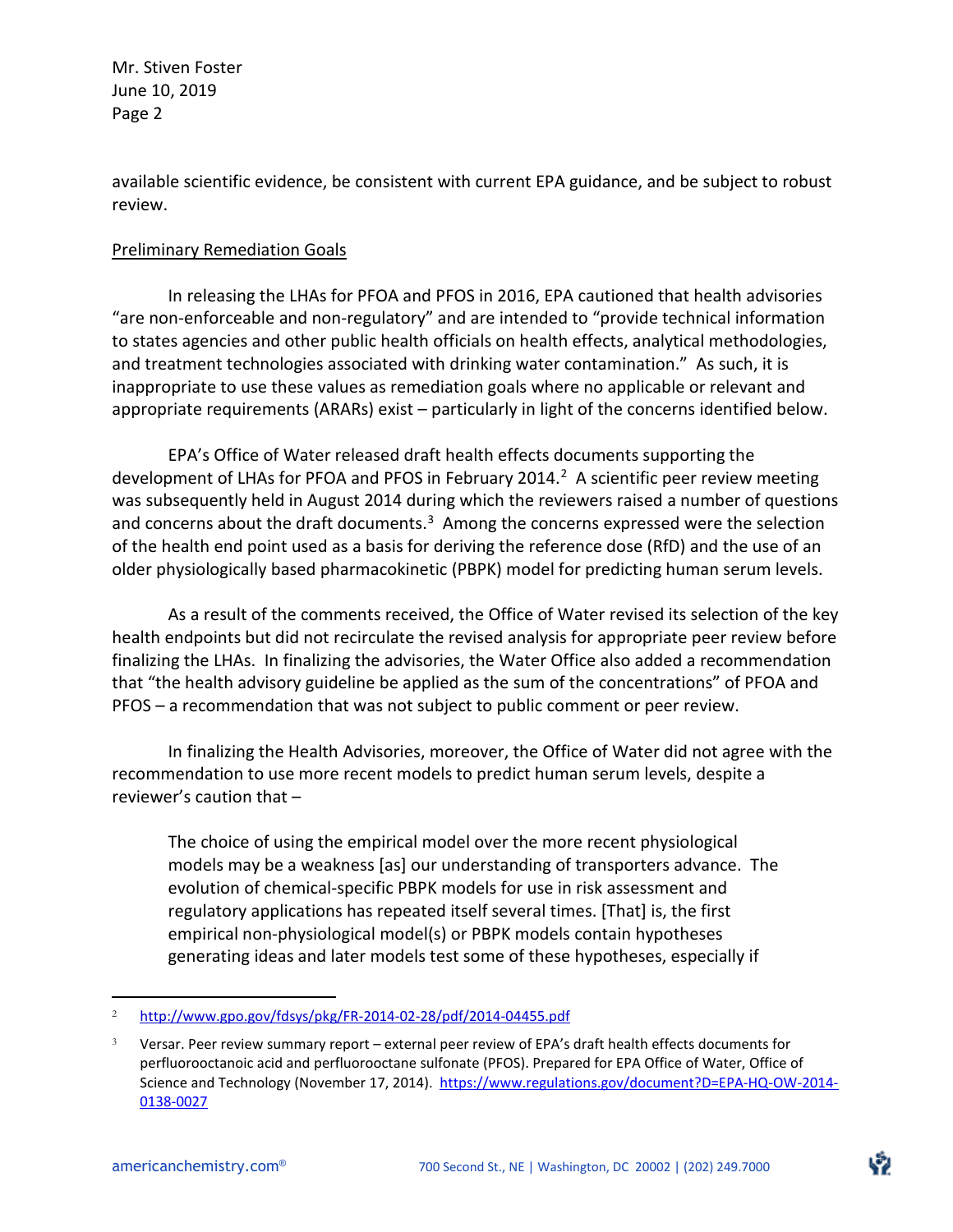available scientific evidence, be consistent with current EPA guidance, and be subject to robust review.

Preliminary Remediation Goals

In releasing the LHAs for PFOA and PFOS in 2016, EPA cautioned that health advisories "are non-enforceable and non-regulatory" and are intended to "provide technical information to states agencies and other public health officials on health effects, analytical methodologies, and treatment technologies associated with drinking water contamination." As such, it is inappropriate to use these values as remediation goals where no applicable or relevant and appropriate requirements (ARARs) exist – particularly in light of the concerns identified below.

EPA's Office of Water released draft health effects documents supporting the development of LHAs for PFOA and PFOS in February 2014.[2] A scientific peer review meeting was subsequently held in August 2014 during which the reviewers raised a number of questions and concerns about the draft documents.[3] Among the concerns expressed were the selection of the health end point used as a basis for deriving the reference dose (RfD) and the use of an older physiologically based pharmacokinetic (PBPK) model for predicting human serum levels.

As a result of the comments received, the Office of Water revised its selection of the key health endpoints but did not recirculate the revised analysis for appropriate peer review before finalizing the LHAs. In finalizing the advisories, the Water Office also added a recommendation that "the health advisory guideline be applied as the sum of the concentrations" of PFOA and PFOS – a recommendation that was not subject to public comment or peer review.

In finalizing the Health Advisories, moreover, the Office of Water did not agree with the recommendation to use more recent models to predict human serum levels, despite a reviewer's caution that –

> The choice of using the empirical model over the more recent physiological models may be a weakness [as] our understanding of transporters advance. The evolution of chemical-specific PBPK models for use in risk assessment and regulatory applications has repeated itself several times. [That] is, the first empirical non-physiological model(s) or PBPK models contain hypotheses generating ideas and later models test some of these hypotheses, especially if

---

[2] http://www.gpo.gov/fdsys/pkg/FR-2014-02-28/pdf/2014-04455.pdf

[3] Versar. Peer review summary report – external peer review of EPA's draft health effects documents for perfluorooctanoic acid and perfluorooctane sulfonate (PFOS). Prepared for EPA Office of Water, Office of Science and Technology (November 17, 2014). https://www.regulations.gov/document?D=EPA-HQ-OW-2014-0138-0027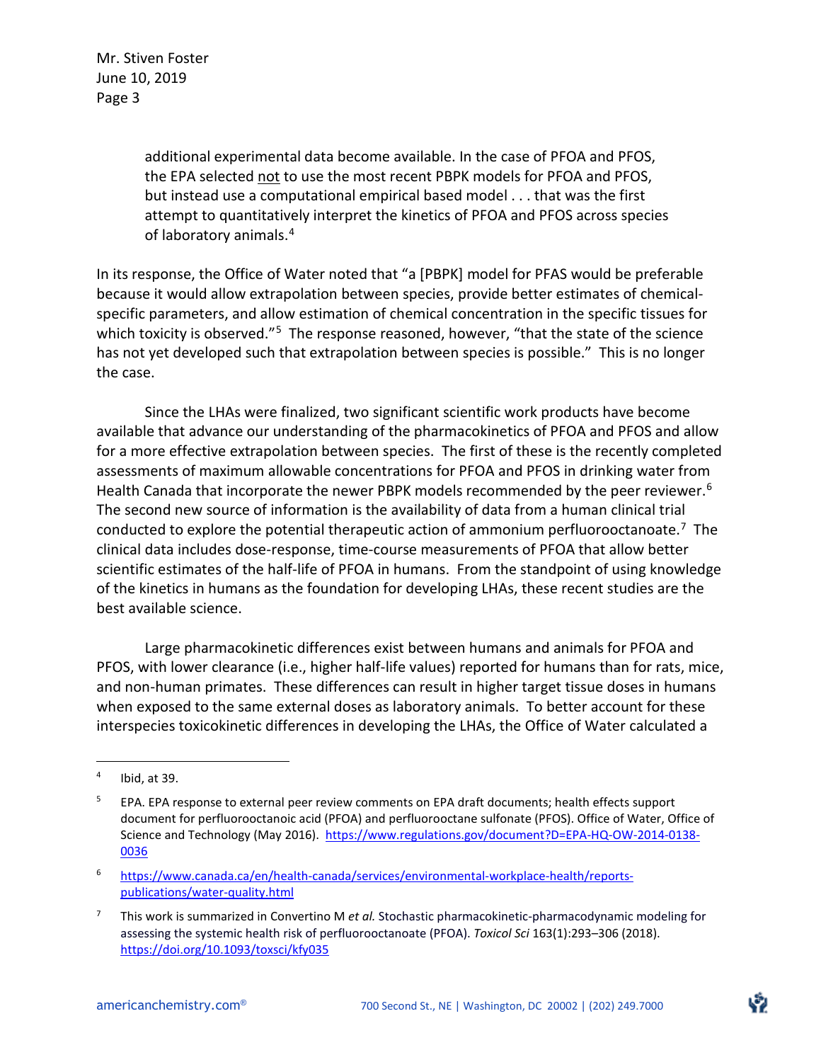> additional experimental data become available. In the case of PFOA and PFOS, the EPA selected not to use the most recent PBPK models for PFOA and PFOS, but instead use a computational empirical based model . . . that was the first attempt to quantitatively interpret the kinetics of PFOA and PFOS across species of laboratory animals.[4]

In its response, the Office of Water noted that "a [PBPK] model for PFAS would be preferable because it would allow extrapolation between species, provide better estimates of chemical-specific parameters, and allow estimation of chemical concentration in the specific tissues for which toxicity is observed."[5] The response reasoned, however, "that the state of the science has not yet developed such that extrapolation between species is possible." This is no longer the case.

Since the LHAs were finalized, two significant scientific work products have become available that advance our understanding of the pharmacokinetics of PFOA and PFOS and allow for a more effective extrapolation between species. The first of these is the recently completed assessments of maximum allowable concentrations for PFOA and PFOS in drinking water from Health Canada that incorporate the newer PBPK models recommended by the peer reviewer.[6] The second new source of information is the availability of data from a human clinical trial conducted to explore the potential therapeutic action of ammonium perfluorooctanoate.[7] The clinical data includes dose-response, time-course measurements of PFOA that allow better scientific estimates of the half-life of PFOA in humans. From the standpoint of using knowledge of the kinetics in humans as the foundation for developing LHAs, these recent studies are the best available science.

Large pharmacokinetic differences exist between humans and animals for PFOA and PFOS, with lower clearance (i.e., higher half-life values) reported for humans than for rats, mice, and non-human primates. These differences can result in higher target tissue doses in humans when exposed to the same external doses as laboratory animals. To better account for these interspecies toxicokinetic differences in developing the LHAs, the Office of Water calculated a

---

[4] Ibid, at 39.

[5] EPA. EPA response to external peer review comments on EPA draft documents; health effects support document for perfluorooctanoic acid (PFOA) and perfluorooctane sulfonate (PFOS). Office of Water, Office of Science and Technology (May 2016). https://www.regulations.gov/document?D=EPA-HQ-OW-2014-0138-0036

[6] https://www.canada.ca/en/health-canada/services/environmental-workplace-health/reports-publications/water-quality.html

[7] This work is summarized in Convertino M *et al.* Stochastic pharmacokinetic-pharmacodynamic modeling for assessing the systemic health risk of perfluorooctanoate (PFOA). *Toxicol Sci* 163(1):293–306 (2018). https://doi.org/10.1093/toxsci/kfy035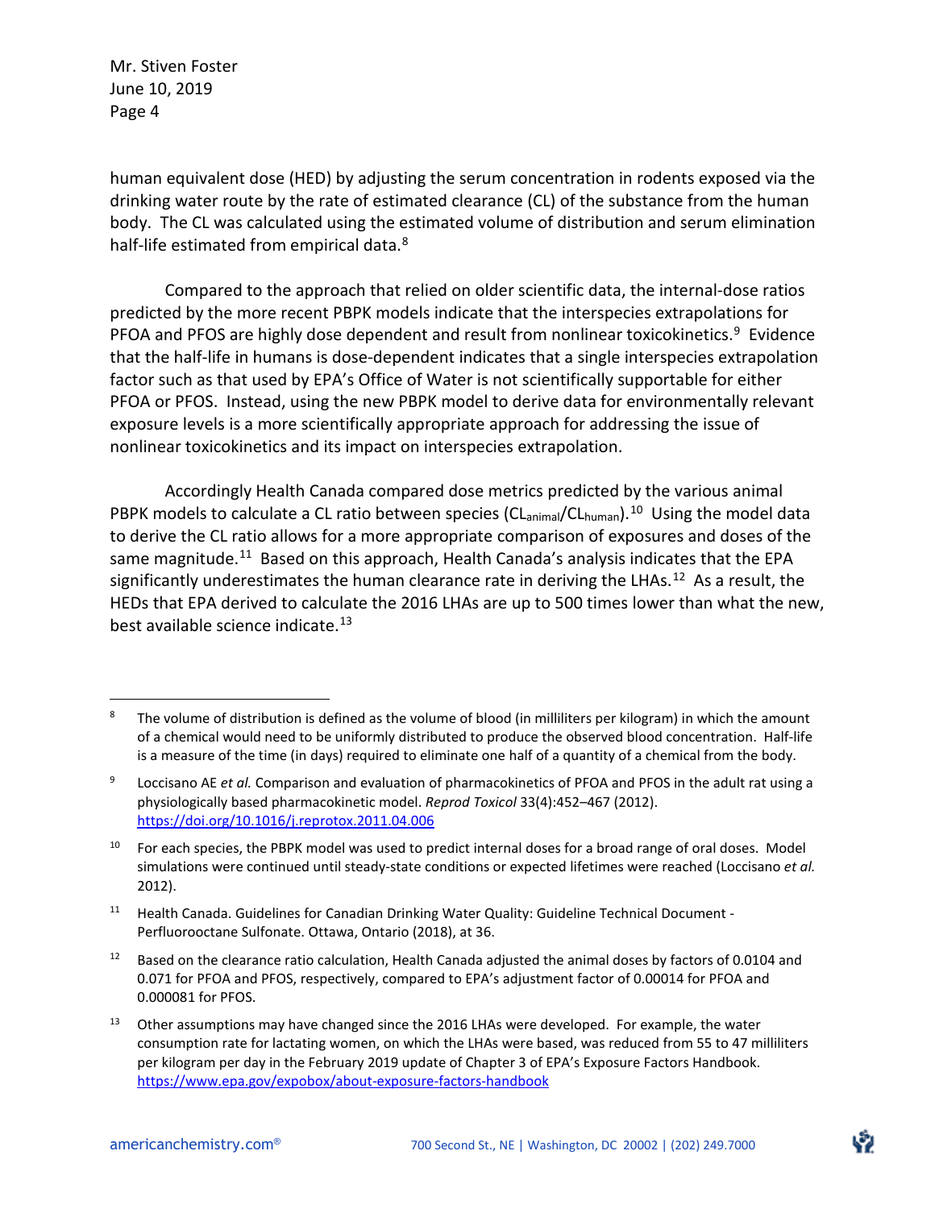human equivalent dose (HED) by adjusting the serum concentration in rodents exposed via the drinking water route by the rate of estimated clearance (CL) of the substance from the human body. The CL was calculated using the estimated volume of distribution and serum elimination half-life estimated from empirical data.[8]

Compared to the approach that relied on older scientific data, the internal-dose ratios predicted by the more recent PBPK models indicate that the interspecies extrapolations for PFOA and PFOS are highly dose dependent and result from nonlinear toxicokinetics.[9] Evidence that the half-life in humans is dose-dependent indicates that a single interspecies extrapolation factor such as that used by EPA's Office of Water is not scientifically supportable for either PFOA or PFOS. Instead, using the new PBPK model to derive data for environmentally relevant exposure levels is a more scientifically appropriate approach for addressing the issue of nonlinear toxicokinetics and its impact on interspecies extrapolation.

Accordingly Health Canada compared dose metrics predicted by the various animal PBPK models to calculate a CL ratio between species ($CL_{animal}/CL_{human}$).[10] Using the model data to derive the CL ratio allows for a more appropriate comparison of exposures and doses of the same magnitude.[11] Based on this approach, Health Canada's analysis indicates that the EPA significantly underestimates the human clearance rate in deriving the LHAs.[12] As a result, the HEDs that EPA derived to calculate the 2016 LHAs are up to 500 times lower than what the new, best available science indicate.[13]

---

[8] The volume of distribution is defined as the volume of blood (in milliliters per kilogram) in which the amount of a chemical would need to be uniformly distributed to produce the observed blood concentration. Half-life is a measure of the time (in days) required to eliminate one half of a quantity of a chemical from the body.

[9] Loccisano AE *et al.* Comparison and evaluation of pharmacokinetics of PFOA and PFOS in the adult rat using a physiologically based pharmacokinetic model. *Reprod Toxicol* 33(4):452–467 (2012). https://doi.org/10.1016/j.reprotox.2011.04.006

[10] For each species, the PBPK model was used to predict internal doses for a broad range of oral doses. Model simulations were continued until steady-state conditions or expected lifetimes were reached (Loccisano *et al.* 2012).

[11] Health Canada. Guidelines for Canadian Drinking Water Quality: Guideline Technical Document - Perfluorooctane Sulfonate. Ottawa, Ontario (2018), at 36.

[12] Based on the clearance ratio calculation, Health Canada adjusted the animal doses by factors of 0.0104 and 0.071 for PFOA and PFOS, respectively, compared to EPA's adjustment factor of 0.00014 for PFOA and 0.000081 for PFOS.

[13] Other assumptions may have changed since the 2016 LHAs were developed. For example, the water consumption rate for lactating women, on which the LHAs were based, was reduced from 55 to 47 milliliters per kilogram per day in the February 2019 update of Chapter 3 of EPA's Exposure Factors Handbook. https://www.epa.gov/expobox/about-exposure-factors-handbook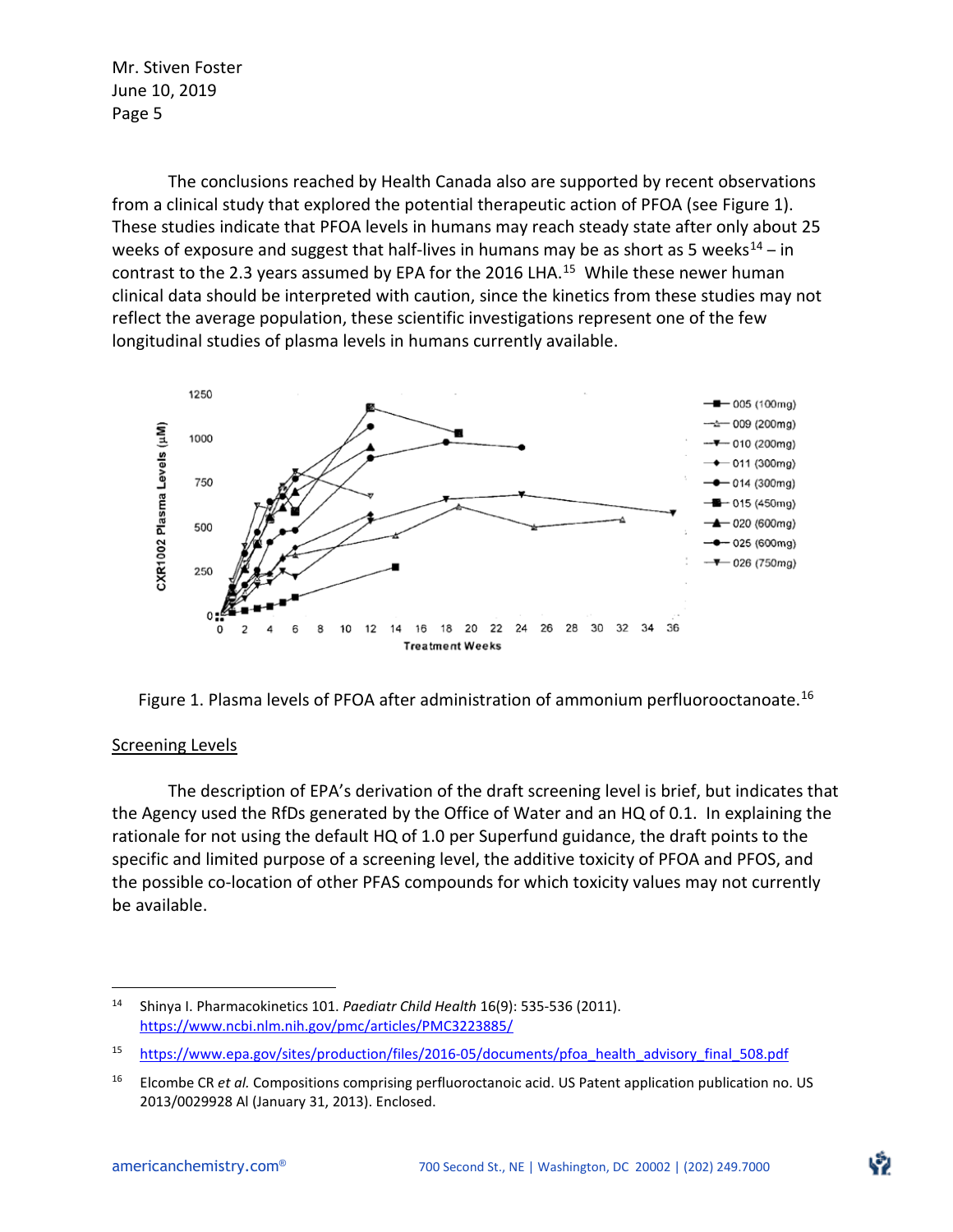The conclusions reached by Health Canada also are supported by recent observations from a clinical study that explored the potential therapeutic action of PFOA (see Figure 1). These studies indicate that PFOA levels in humans may reach steady state after only about 25 weeks of exposure and suggest that half-lives in humans may be as short as 5 weeks[14] – in contrast to the 2.3 years assumed by EPA for the 2016 LHA.[15] While these newer human clinical data should be interpreted with caution, since the kinetics from these studies may not reflect the average population, these scientific investigations represent one of the few longitudinal studies of plasma levels in humans currently available.

Figure 1. Plasma levels of PFOA after administration of ammonium perfluorooctanoate.[16]

## Screening Levels

The description of EPA's derivation of the draft screening level is brief, but indicates that the Agency used the RfDs generated by the Office of Water and an HQ of 0.1. In explaining the rationale for not using the default HQ of 1.0 per Superfund guidance, the draft points to the specific and limited purpose of a screening level, the additive toxicity of PFOA and PFOS, and the possible co-location of other PFAS compounds for which toxicity values may not currently be available.

---

[14] Shinya I. Pharmacokinetics 101. *Paediatr Child Health* 16(9): 535-536 (2011). https://www.ncbi.nlm.nih.gov/pmc/articles/PMC3223885/

[15] https://www.epa.gov/sites/production/files/2016-05/documents/pfoa_health_advisory_final_508.pdf

[16] Elcombe CR *et al.* Compositions comprising perfluorooctanoic acid. US Patent application publication no. US 2013/0029928 Al (January 31, 2013). Enclosed.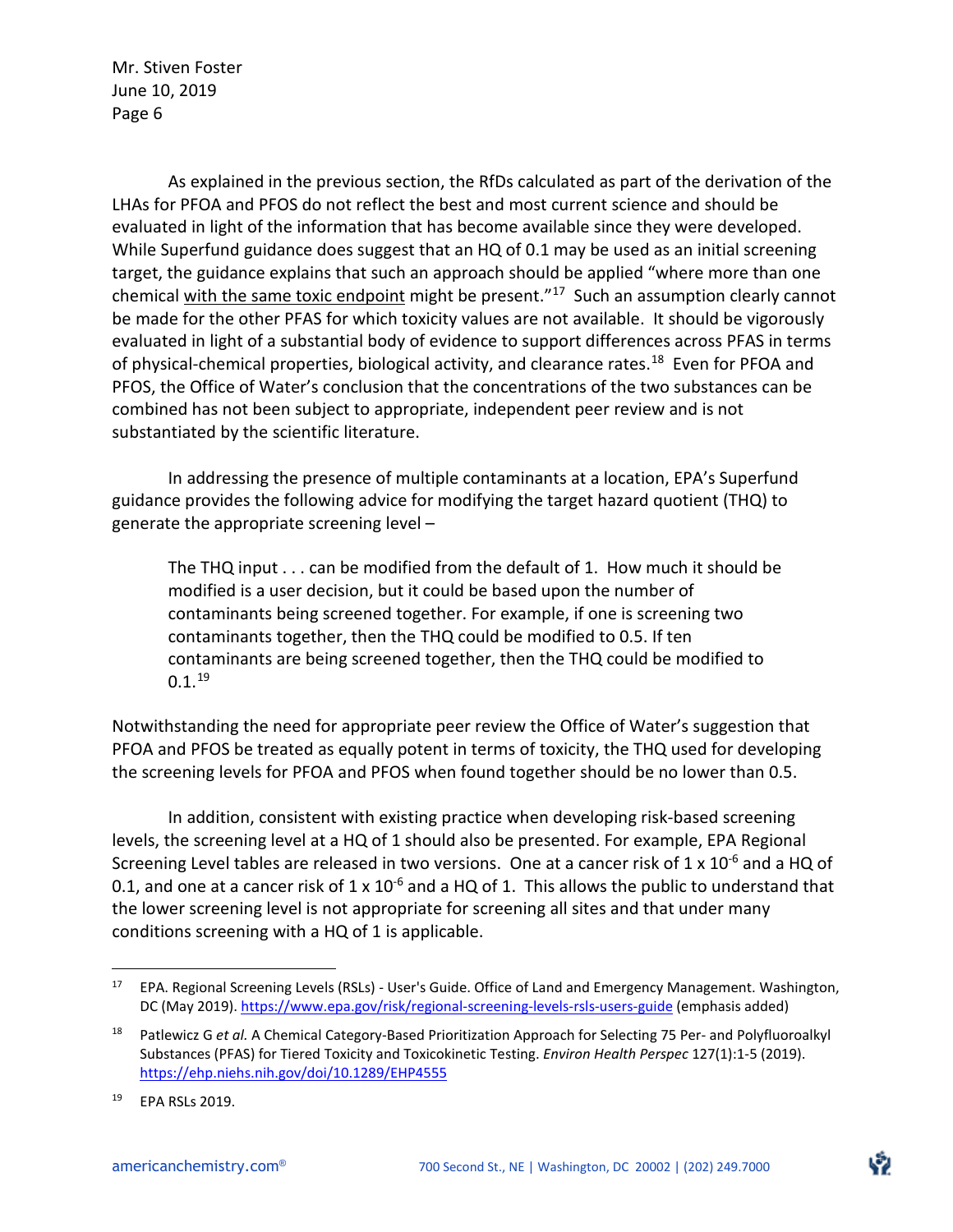As explained in the previous section, the RfDs calculated as part of the derivation of the LHAs for PFOA and PFOS do not reflect the best and most current science and should be evaluated in light of the information that has become available since they were developed. While Superfund guidance does suggest that an HQ of 0.1 may be used as an initial screening target, the guidance explains that such an approach should be applied "where more than one chemical with the same toxic endpoint might be present."[17] Such an assumption clearly cannot be made for the other PFAS for which toxicity values are not available. It should be vigorously evaluated in light of a substantial body of evidence to support differences across PFAS in terms of physical-chemical properties, biological activity, and clearance rates.[18] Even for PFOA and PFOS, the Office of Water's conclusion that the concentrations of the two substances can be combined has not been subject to appropriate, independent peer review and is not substantiated by the scientific literature.

In addressing the presence of multiple contaminants at a location, EPA's Superfund guidance provides the following advice for modifying the target hazard quotient (THQ) to generate the appropriate screening level –

> The THQ input . . . can be modified from the default of 1. How much it should be modified is a user decision, but it could be based upon the number of contaminants being screened together. For example, if one is screening two contaminants together, then the THQ could be modified to 0.5. If ten contaminants are being screened together, then the THQ could be modified to 0.1.[19]

Notwithstanding the need for appropriate peer review the Office of Water's suggestion that PFOA and PFOS be treated as equally potent in terms of toxicity, the THQ used for developing the screening levels for PFOA and PFOS when found together should be no lower than 0.5.

In addition, consistent with existing practice when developing risk-based screening levels, the screening level at a HQ of 1 should also be presented. For example, EPA Regional Screening Level tables are released in two versions. One at a cancer risk of $1 \times 10^{-6}$ and a HQ of 0.1, and one at a cancer risk of $1 \times 10^{-6}$ and a HQ of 1. This allows the public to understand that the lower screening level is not appropriate for screening all sites and that under many conditions screening with a HQ of 1 is applicable.

---

[17] EPA. Regional Screening Levels (RSLs) - User's Guide. Office of Land and Emergency Management. Washington, DC (May 2019). https://www.epa.gov/risk/regional-screening-levels-rsls-users-guide (emphasis added)

[18] Patlewicz G *et al.* A Chemical Category-Based Prioritization Approach for Selecting 75 Per- and Polyfluoroalkyl Substances (PFAS) for Tiered Toxicity and Toxicokinetic Testing. *Environ Health Perspec* 127(1):1-5 (2019). https://ehp.niehs.nih.gov/doi/10.1289/EHP4555

[19] EPA RSLs 2019.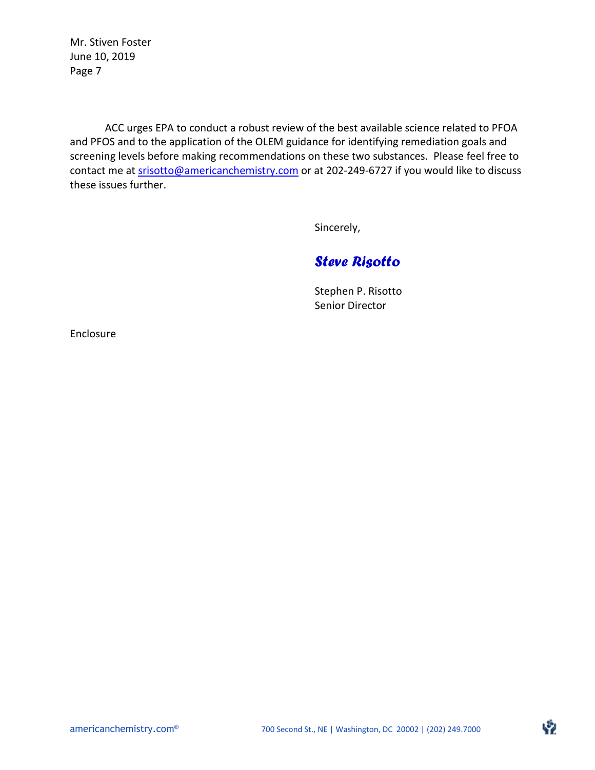ACC urges EPA to conduct a robust review of the best available science related to PFOA and PFOS and to the application of the OLEM guidance for identifying remediation goals and screening levels before making recommendations on these two substances. Please feel free to contact me at [srisotto@americanchemistry.com](mailto:srisotto@americanchemistry.com) or at 202-249-6727 if you would like to discuss these issues further.

Sincerely,

*Steve Risotto*

Stephen P. Risotto
Senior Director

Enclosure